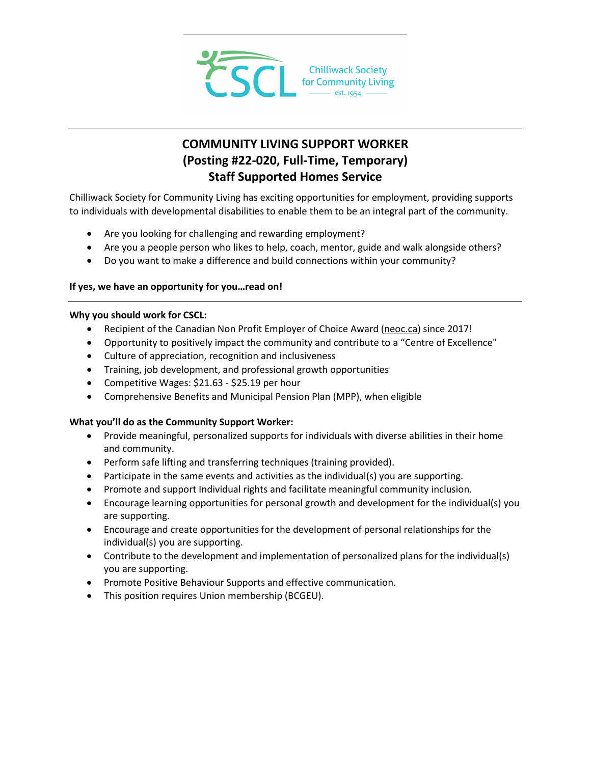CSCL Chilliwack Society for Community Living est. 1954

# COMMUNITY LIVING SUPPORT WORKER
## (Posting #22-020, Full-Time, Temporary)
## Staff Supported Homes Service

Chilliwack Society for Community Living has exciting opportunities for employment, providing supports to individuals with developmental disabilities to enable them to be an integral part of the community.

- Are you looking for challenging and rewarding employment?
- Are you a people person who likes to help, coach, mentor, guide and walk alongside others?
- Do you want to make a difference and build connections within your community?

**If yes, we have an opportunity for you…read on!**

**Why you should work for CSCL:**

- Recipient of the Canadian Non Profit Employer of Choice Award (neoc.ca) since 2017!
- Opportunity to positively impact the community and contribute to a "Centre of Excellence"
- Culture of appreciation, recognition and inclusiveness
- Training, job development, and professional growth opportunities
- Competitive Wages: $21.63 - $25.19 per hour
- Comprehensive Benefits and Municipal Pension Plan (MPP), when eligible

**What you'll do as the Community Support Worker:**

- Provide meaningful, personalized supports for individuals with diverse abilities in their home and community.
- Perform safe lifting and transferring techniques (training provided).
- Participate in the same events and activities as the individual(s) you are supporting.
- Promote and support Individual rights and facilitate meaningful community inclusion.
- Encourage learning opportunities for personal growth and development for the individual(s) you are supporting.
- Encourage and create opportunities for the development of personal relationships for the individual(s) you are supporting.
- Contribute to the development and implementation of personalized plans for the individual(s) you are supporting.
- Promote Positive Behaviour Supports and effective communication.
- This position requires Union membership (BCGEU).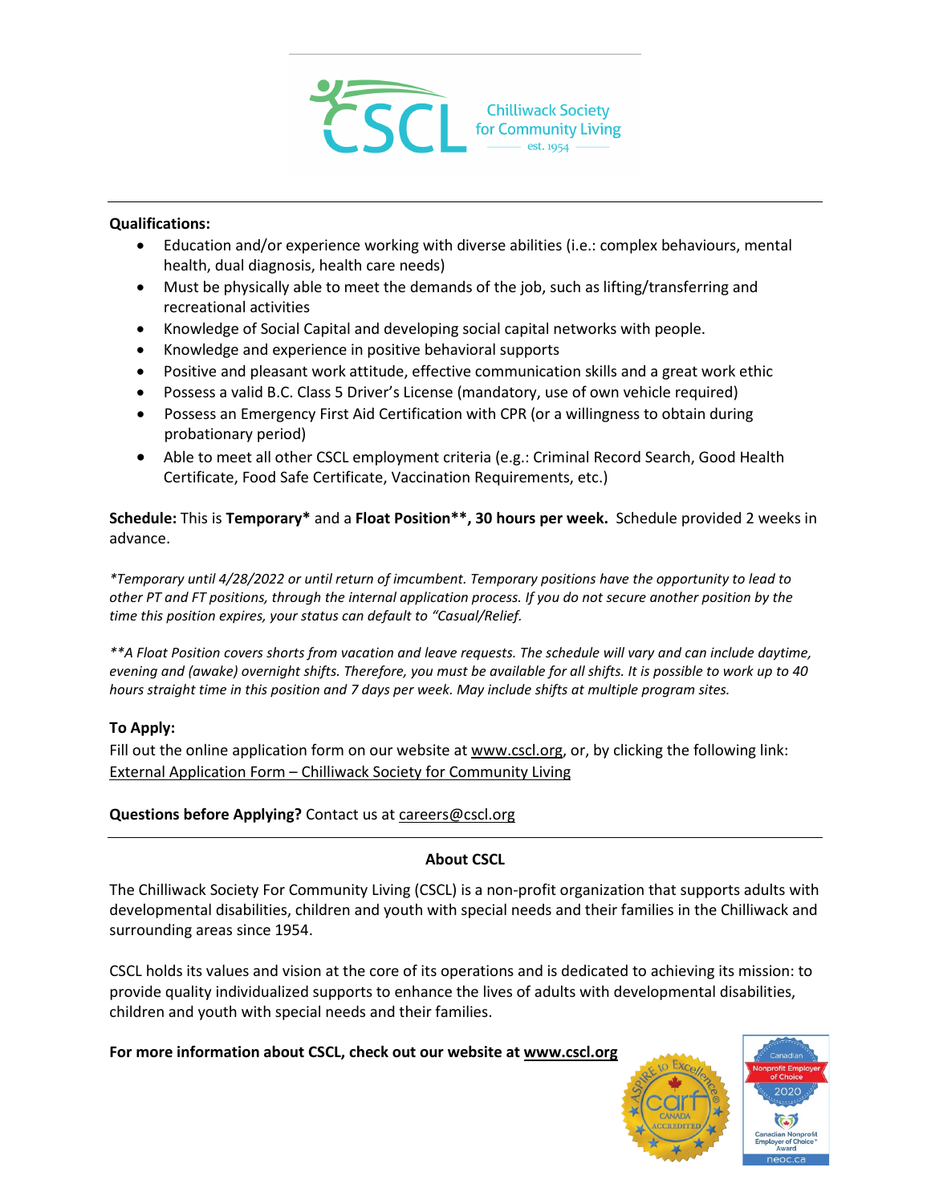**Qualifications:**

- Education and/or experience working with diverse abilities (i.e.: complex behaviours, mental health, dual diagnosis, health care needs)
- Must be physically able to meet the demands of the job, such as lifting/transferring and recreational activities
- Knowledge of Social Capital and developing social capital networks with people.
- Knowledge and experience in positive behavioral supports
- Positive and pleasant work attitude, effective communication skills and a great work ethic
- Possess a valid B.C. Class 5 Driver's License (mandatory, use of own vehicle required)
- Possess an Emergency First Aid Certification with CPR (or a willingness to obtain during probationary period)
- Able to meet all other CSCL employment criteria (e.g.: Criminal Record Search, Good Health Certificate, Food Safe Certificate, Vaccination Requirements, etc.)

**Schedule:** This is **Temporary*** and a **Float Position**, 30 hours per week.** Schedule provided 2 weeks in advance.

*\*Temporary until 4/28/2022 or until return of imcumbent. Temporary positions have the opportunity to lead to other PT and FT positions, through the internal application process. If you do not secure another position by the time this position expires, your status can default to "Casual/Relief.*

*\*\*A Float Position covers shorts from vacation and leave requests. The schedule will vary and can include daytime, evening and (awake) overnight shifts. Therefore, you must be available for all shifts. It is possible to work up to 40 hours straight time in this position and 7 days per week. May include shifts at multiple program sites.*

**To Apply:**

Fill out the online application form on our website at www.cscl.org, or, by clicking the following link: External Application Form – Chilliwack Society for Community Living

**Questions before Applying?** Contact us at careers@cscl.org

---

**About CSCL**

The Chilliwack Society For Community Living (CSCL) is a non-profit organization that supports adults with developmental disabilities, children and youth with special needs and their families in the Chilliwack and surrounding areas since 1954.

CSCL holds its values and vision at the core of its operations and is dedicated to achieving its mission: to provide quality individualized supports to enhance the lives of adults with developmental disabilities, children and youth with special needs and their families.

**For more information about CSCL, check out our website at www.cscl.org**